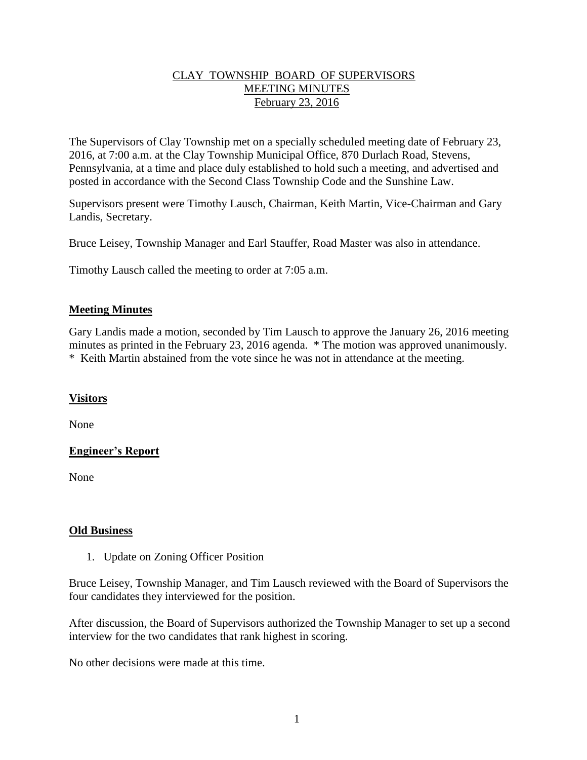# CLAY TOWNSHIP BOARD OF SUPERVISORS
## MEETING MINUTES
### February 23, 2016

The Supervisors of Clay Township met on a specially scheduled meeting date of February 23, 2016, at 7:00 a.m. at the Clay Township Municipal Office, 870 Durlach Road, Stevens, Pennsylvania, at a time and place duly established to hold such a meeting, and advertised and posted in accordance with the Second Class Township Code and the Sunshine Law.

Supervisors present were Timothy Lausch, Chairman, Keith Martin, Vice-Chairman and Gary Landis, Secretary.

Bruce Leisey, Township Manager and Earl Stauffer, Road Master was also in attendance.

Timothy Lausch called the meeting to order at 7:05 a.m.

**Meeting Minutes**

Gary Landis made a motion, seconded by Tim Lausch to approve the January 26, 2016 meeting minutes as printed in the February 23, 2016 agenda. * The motion was approved unanimously.
* Keith Martin abstained from the vote since he was not in attendance at the meeting.

**Visitors**

None

**Engineer's Report**

None

**Old Business**

1. Update on Zoning Officer Position

Bruce Leisey, Township Manager, and Tim Lausch reviewed with the Board of Supervisors the four candidates they interviewed for the position.

After discussion, the Board of Supervisors authorized the Township Manager to set up a second interview for the two candidates that rank highest in scoring.

No other decisions were made at this time.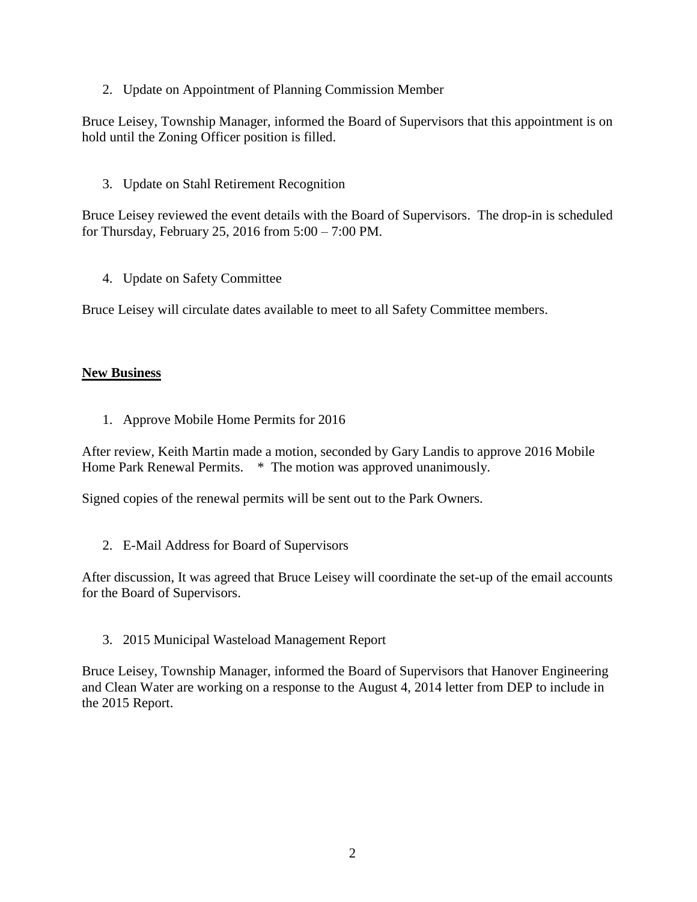2. Update on Appointment of Planning Commission Member

Bruce Leisey, Township Manager, informed the Board of Supervisors that this appointment is on hold until the Zoning Officer position is filled.

3. Update on Stahl Retirement Recognition

Bruce Leisey reviewed the event details with the Board of Supervisors. The drop-in is scheduled for Thursday, February 25, 2016 from 5:00 – 7:00 PM.

4. Update on Safety Committee

Bruce Leisey will circulate dates available to meet to all Safety Committee members.

**New Business**

1. Approve Mobile Home Permits for 2016

After review, Keith Martin made a motion, seconded by Gary Landis to approve 2016 Mobile Home Park Renewal Permits. * The motion was approved unanimously.

Signed copies of the renewal permits will be sent out to the Park Owners.

2. E-Mail Address for Board of Supervisors

After discussion, It was agreed that Bruce Leisey will coordinate the set-up of the email accounts for the Board of Supervisors.

3. 2015 Municipal Wasteload Management Report

Bruce Leisey, Township Manager, informed the Board of Supervisors that Hanover Engineering and Clean Water are working on a response to the August 4, 2014 letter from DEP to include in the 2015 Report.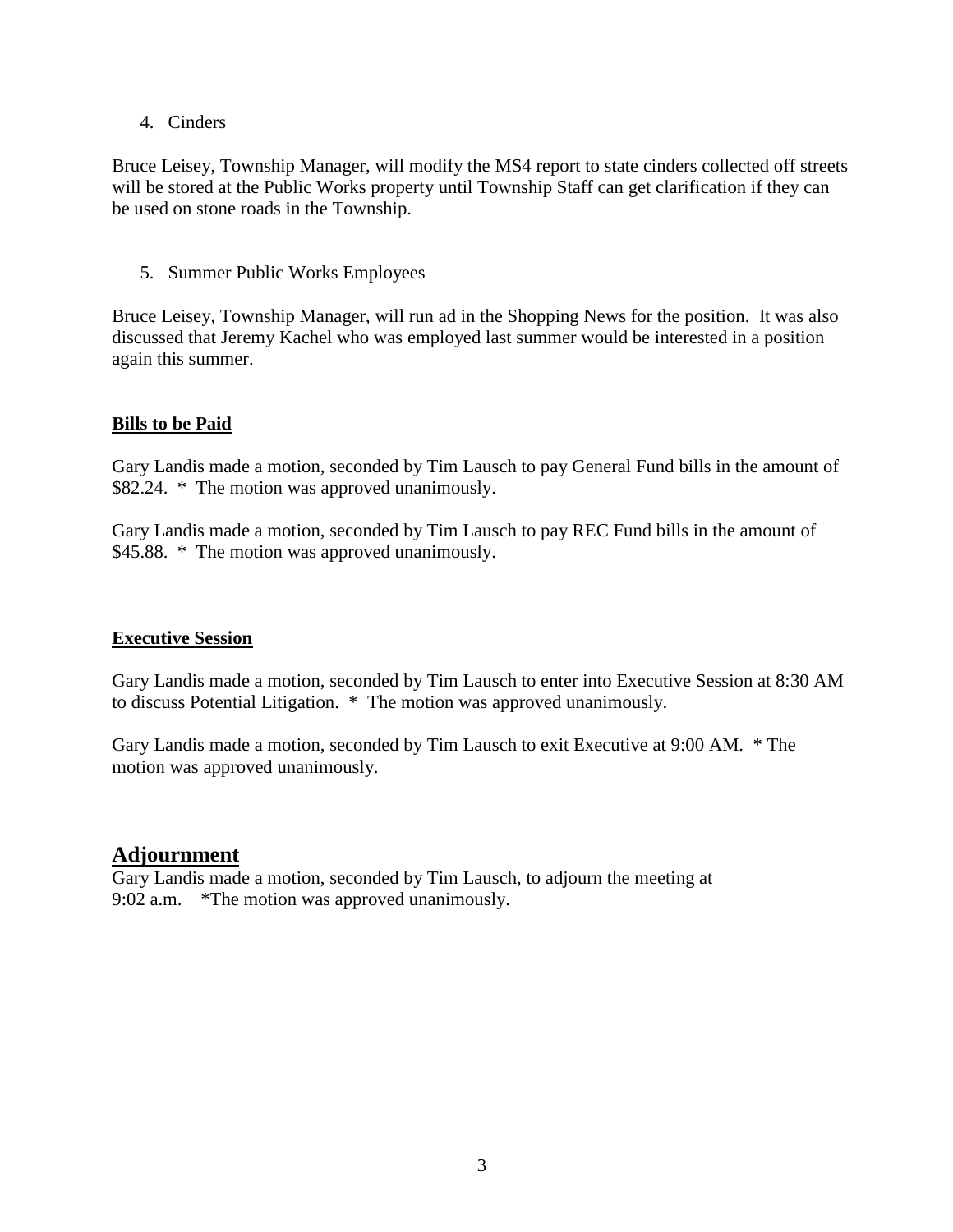4. Cinders

Bruce Leisey, Township Manager, will modify the MS4 report to state cinders collected off streets will be stored at the Public Works property until Township Staff can get clarification if they can be used on stone roads in the Township.

5. Summer Public Works Employees

Bruce Leisey, Township Manager, will run ad in the Shopping News for the position. It was also discussed that Jeremy Kachel who was employed last summer would be interested in a position again this summer.

**Bills to be Paid**

Gary Landis made a motion, seconded by Tim Lausch to pay General Fund bills in the amount of $82.24. * The motion was approved unanimously.

Gary Landis made a motion, seconded by Tim Lausch to pay REC Fund bills in the amount of $45.88. * The motion was approved unanimously.

**Executive Session**

Gary Landis made a motion, seconded by Tim Lausch to enter into Executive Session at 8:30 AM to discuss Potential Litigation. * The motion was approved unanimously.

Gary Landis made a motion, seconded by Tim Lausch to exit Executive at 9:00 AM. * The motion was approved unanimously.

## Adjournment

Gary Landis made a motion, seconded by Tim Lausch, to adjourn the meeting at 9:02 a.m. *The motion was approved unanimously.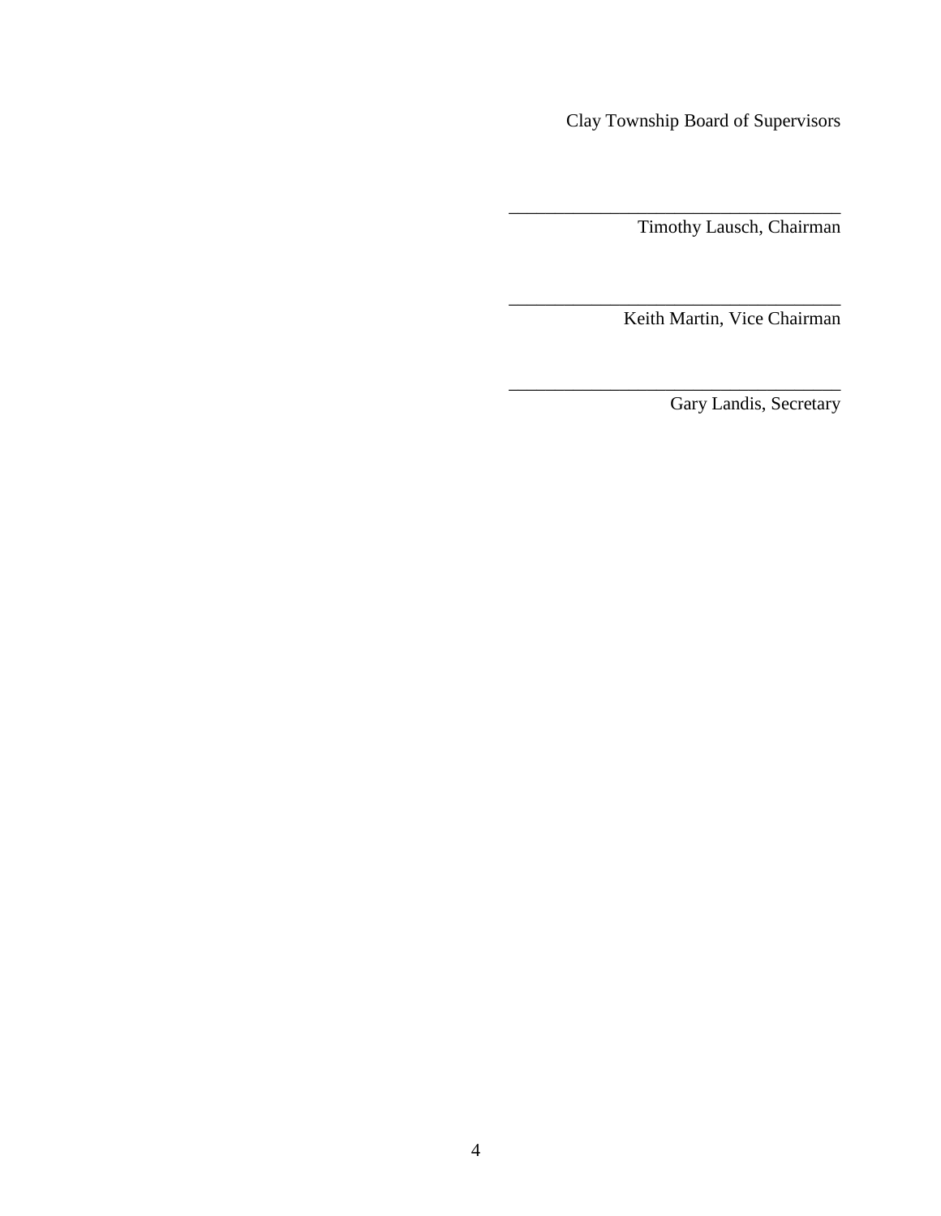Clay Township Board of Supervisors

_____________________________________
Timothy Lausch, Chairman

_____________________________________
Keith Martin, Vice Chairman

_____________________________________
Gary Landis, Secretary